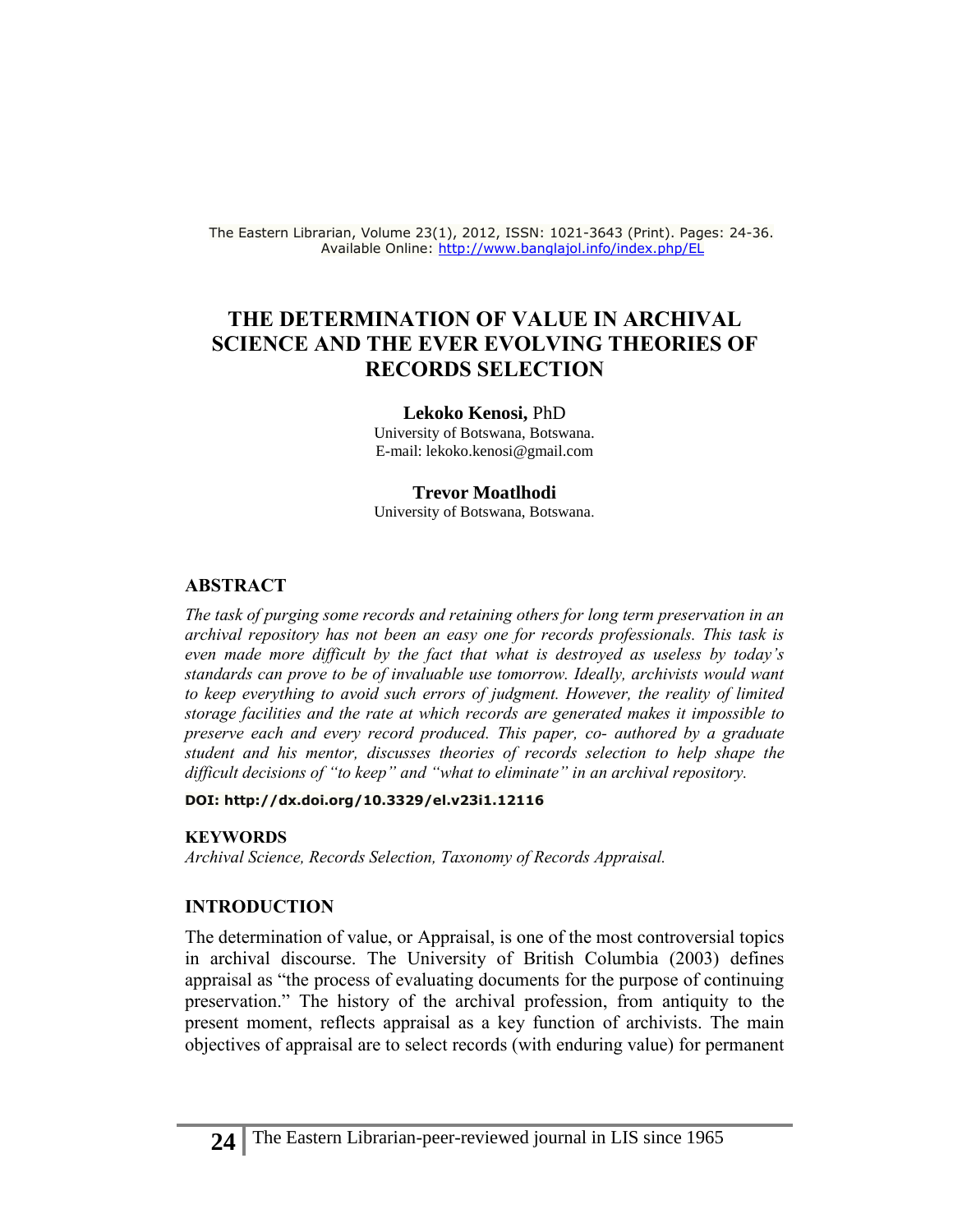# THE DETERMINATION OF VALUE IN ARCHIVAL SCIENCE AND THE EVER EVOLVING THEORIES OF RECORDS SELECTION

**Lekoko Kenosi,** PhD
University of Botswana, Botswana.
E-mail: lekoko.kenosi@gmail.com

**Trevor Moatlhodi**
University of Botswana, Botswana.

## ABSTRACT

*The task of purging some records and retaining others for long term preservation in an archival repository has not been an easy one for records professionals. This task is even made more difficult by the fact that what is destroyed as useless by today's standards can prove to be of invaluable use tomorrow. Ideally, archivists would want to keep everything to avoid such errors of judgment. However, the reality of limited storage facilities and the rate at which records are generated makes it impossible to preserve each and every record produced. This paper, co- authored by a graduate student and his mentor, discusses theories of records selection to help shape the difficult decisions of "to keep" and "what to eliminate" in an archival repository.*

**DOI: http://dx.doi.org/10.3329/el.v23i1.12116**

## KEYWORDS

*Archival Science, Records Selection, Taxonomy of Records Appraisal.*

## INTRODUCTION

The determination of value, or Appraisal, is one of the most controversial topics in archival discourse. The University of British Columbia (2003) defines appraisal as "the process of evaluating documents for the purpose of continuing preservation." The history of the archival profession, from antiquity to the present moment, reflects appraisal as a key function of archivists. The main objectives of appraisal are to select records (with enduring value) for permanent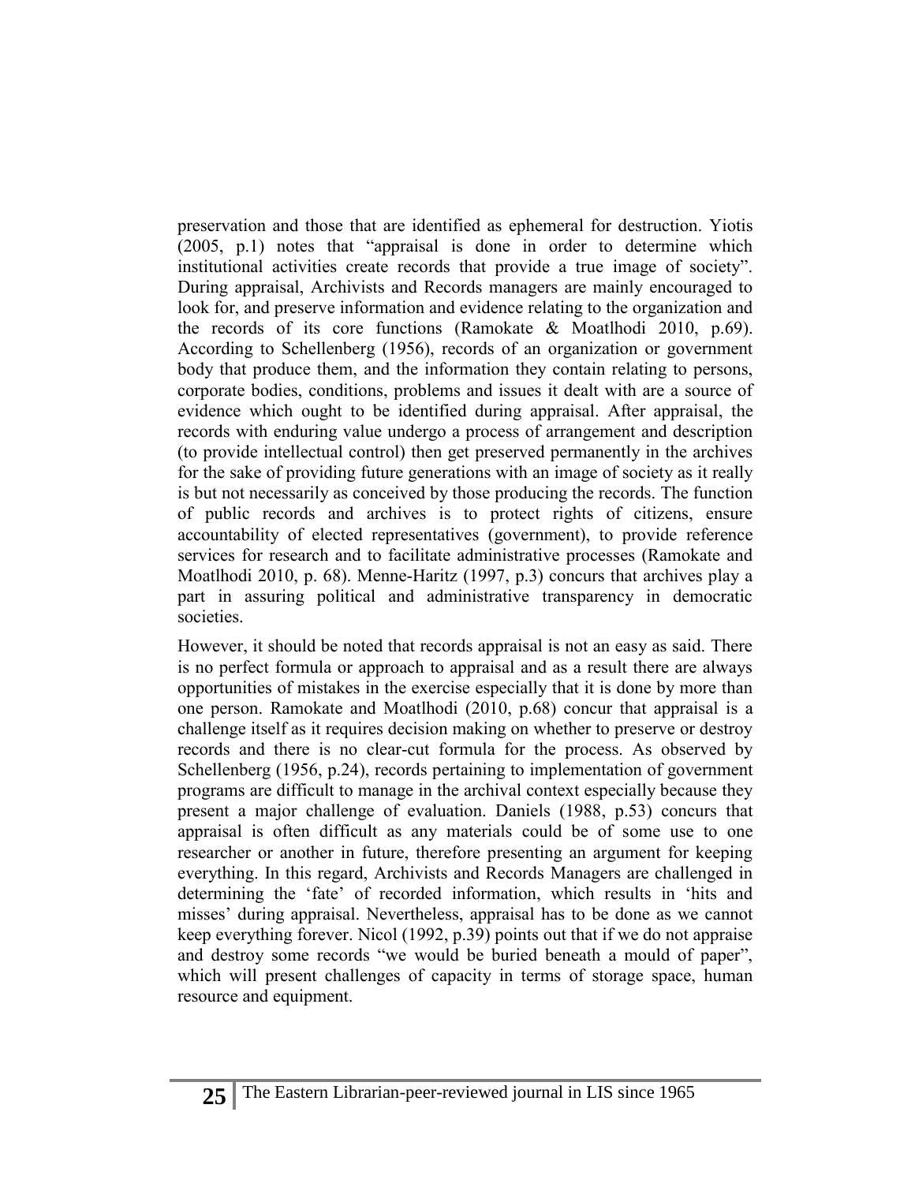preservation and those that are identified as ephemeral for destruction. Yiotis (2005, p.1) notes that "appraisal is done in order to determine which institutional activities create records that provide a true image of society". During appraisal, Archivists and Records managers are mainly encouraged to look for, and preserve information and evidence relating to the organization and the records of its core functions (Ramokate & Moatlhodi 2010, p.69). According to Schellenberg (1956), records of an organization or government body that produce them, and the information they contain relating to persons, corporate bodies, conditions, problems and issues it dealt with are a source of evidence which ought to be identified during appraisal. After appraisal, the records with enduring value undergo a process of arrangement and description (to provide intellectual control) then get preserved permanently in the archives for the sake of providing future generations with an image of society as it really is but not necessarily as conceived by those producing the records. The function of public records and archives is to protect rights of citizens, ensure accountability of elected representatives (government), to provide reference services for research and to facilitate administrative processes (Ramokate and Moatlhodi 2010, p. 68). Menne-Haritz (1997, p.3) concurs that archives play a part in assuring political and administrative transparency in democratic societies.

However, it should be noted that records appraisal is not an easy as said. There is no perfect formula or approach to appraisal and as a result there are always opportunities of mistakes in the exercise especially that it is done by more than one person. Ramokate and Moatlhodi (2010, p.68) concur that appraisal is a challenge itself as it requires decision making on whether to preserve or destroy records and there is no clear-cut formula for the process. As observed by Schellenberg (1956, p.24), records pertaining to implementation of government programs are difficult to manage in the archival context especially because they present a major challenge of evaluation. Daniels (1988, p.53) concurs that appraisal is often difficult as any materials could be of some use to one researcher or another in future, therefore presenting an argument for keeping everything. In this regard, Archivists and Records Managers are challenged in determining the 'fate' of recorded information, which results in 'hits and misses' during appraisal. Nevertheless, appraisal has to be done as we cannot keep everything forever. Nicol (1992, p.39) points out that if we do not appraise and destroy some records "we would be buried beneath a mould of paper", which will present challenges of capacity in terms of storage space, human resource and equipment.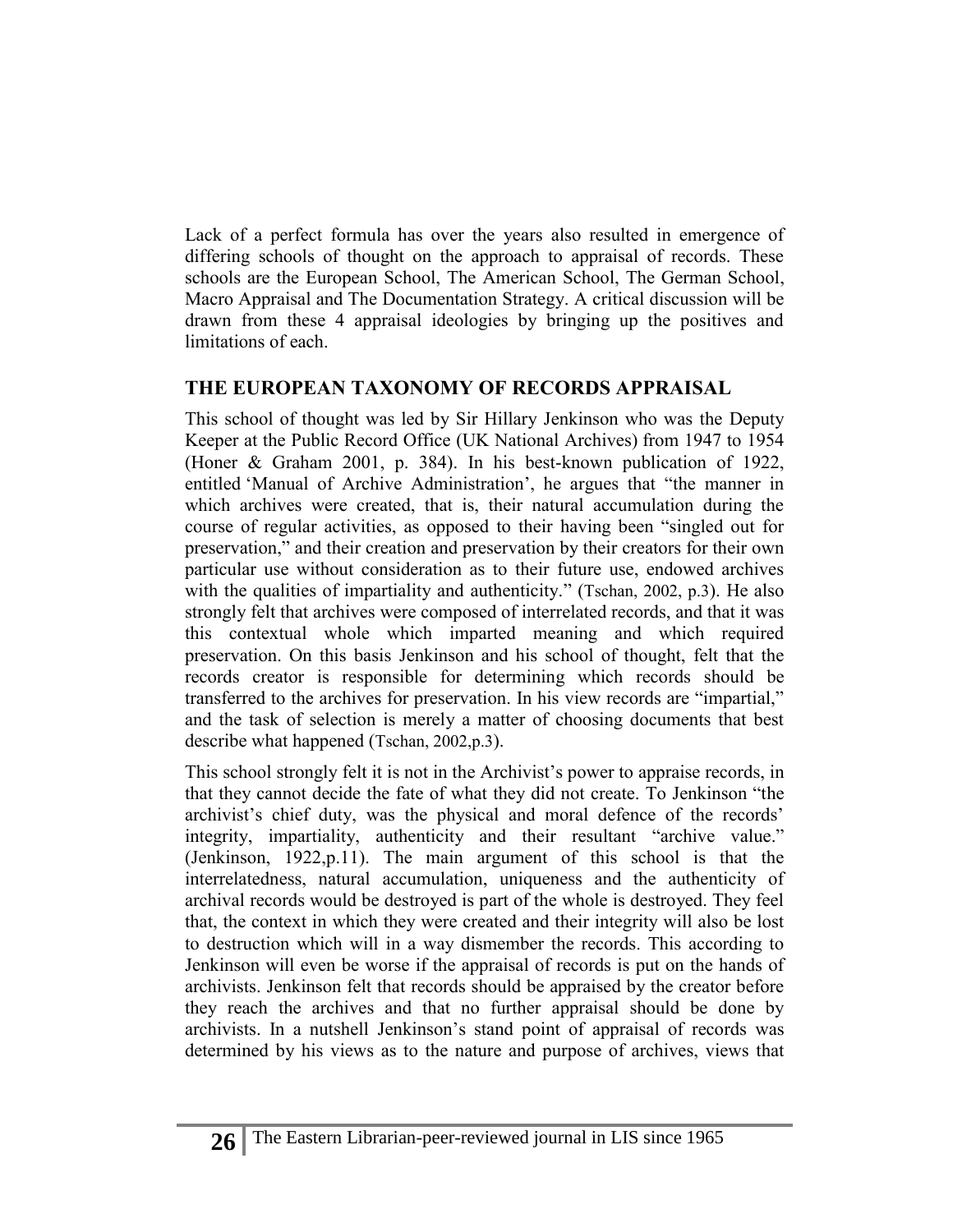Lack of a perfect formula has over the years also resulted in emergence of differing schools of thought on the approach to appraisal of records. These schools are the European School, The American School, The German School, Macro Appraisal and The Documentation Strategy. A critical discussion will be drawn from these 4 appraisal ideologies by bringing up the positives and limitations of each.

## THE EUROPEAN TAXONOMY OF RECORDS APPRAISAL

This school of thought was led by Sir Hillary Jenkinson who was the Deputy Keeper at the Public Record Office (UK National Archives) from 1947 to 1954 (Honer & Graham 2001, p. 384). In his best-known publication of 1922, entitled 'Manual of Archive Administration', he argues that "the manner in which archives were created, that is, their natural accumulation during the course of regular activities, as opposed to their having been "singled out for preservation," and their creation and preservation by their creators for their own particular use without consideration as to their future use, endowed archives with the qualities of impartiality and authenticity." (Tschan, 2002, p.3). He also strongly felt that archives were composed of interrelated records, and that it was this contextual whole which imparted meaning and which required preservation. On this basis Jenkinson and his school of thought, felt that the records creator is responsible for determining which records should be transferred to the archives for preservation. In his view records are "impartial," and the task of selection is merely a matter of choosing documents that best describe what happened (Tschan, 2002,p.3).

This school strongly felt it is not in the Archivist's power to appraise records, in that they cannot decide the fate of what they did not create. To Jenkinson "the archivist's chief duty, was the physical and moral defence of the records' integrity, impartiality, authenticity and their resultant "archive value." (Jenkinson, 1922,p.11). The main argument of this school is that the interrelatedness, natural accumulation, uniqueness and the authenticity of archival records would be destroyed is part of the whole is destroyed. They feel that, the context in which they were created and their integrity will also be lost to destruction which will in a way dismember the records. This according to Jenkinson will even be worse if the appraisal of records is put on the hands of archivists. Jenkinson felt that records should be appraised by the creator before they reach the archives and that no further appraisal should be done by archivists. In a nutshell Jenkinson's stand point of appraisal of records was determined by his views as to the nature and purpose of archives, views that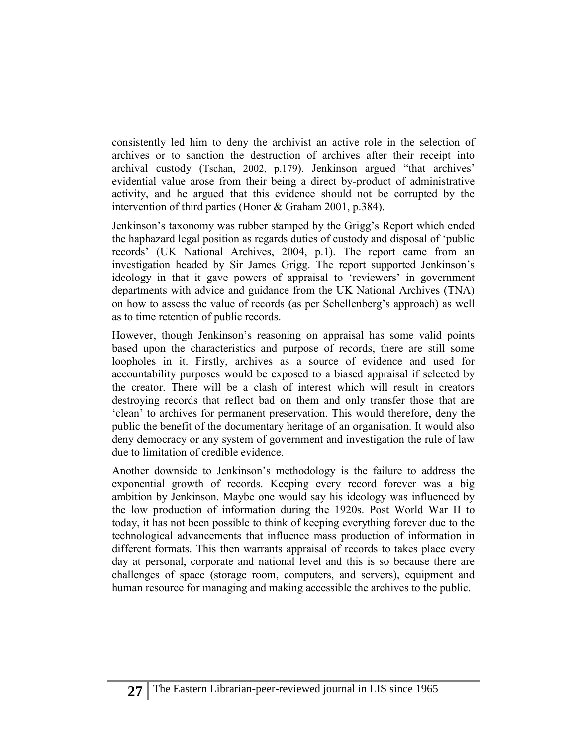consistently led him to deny the archivist an active role in the selection of archives or to sanction the destruction of archives after their receipt into archival custody (Tschan, 2002, p.179). Jenkinson argued "that archives' evidential value arose from their being a direct by-product of administrative activity, and he argued that this evidence should not be corrupted by the intervention of third parties (Honer & Graham 2001, p.384).

Jenkinson's taxonomy was rubber stamped by the Grigg's Report which ended the haphazard legal position as regards duties of custody and disposal of 'public records' (UK National Archives, 2004, p.1). The report came from an investigation headed by Sir James Grigg. The report supported Jenkinson's ideology in that it gave powers of appraisal to 'reviewers' in government departments with advice and guidance from the UK National Archives (TNA) on how to assess the value of records (as per Schellenberg's approach) as well as to time retention of public records.

However, though Jenkinson's reasoning on appraisal has some valid points based upon the characteristics and purpose of records, there are still some loopholes in it. Firstly, archives as a source of evidence and used for accountability purposes would be exposed to a biased appraisal if selected by the creator. There will be a clash of interest which will result in creators destroying records that reflect bad on them and only transfer those that are 'clean' to archives for permanent preservation. This would therefore, deny the public the benefit of the documentary heritage of an organisation. It would also deny democracy or any system of government and investigation the rule of law due to limitation of credible evidence.

Another downside to Jenkinson's methodology is the failure to address the exponential growth of records. Keeping every record forever was a big ambition by Jenkinson. Maybe one would say his ideology was influenced by the low production of information during the 1920s. Post World War II to today, it has not been possible to think of keeping everything forever due to the technological advancements that influence mass production of information in different formats. This then warrants appraisal of records to takes place every day at personal, corporate and national level and this is so because there are challenges of space (storage room, computers, and servers), equipment and human resource for managing and making accessible the archives to the public.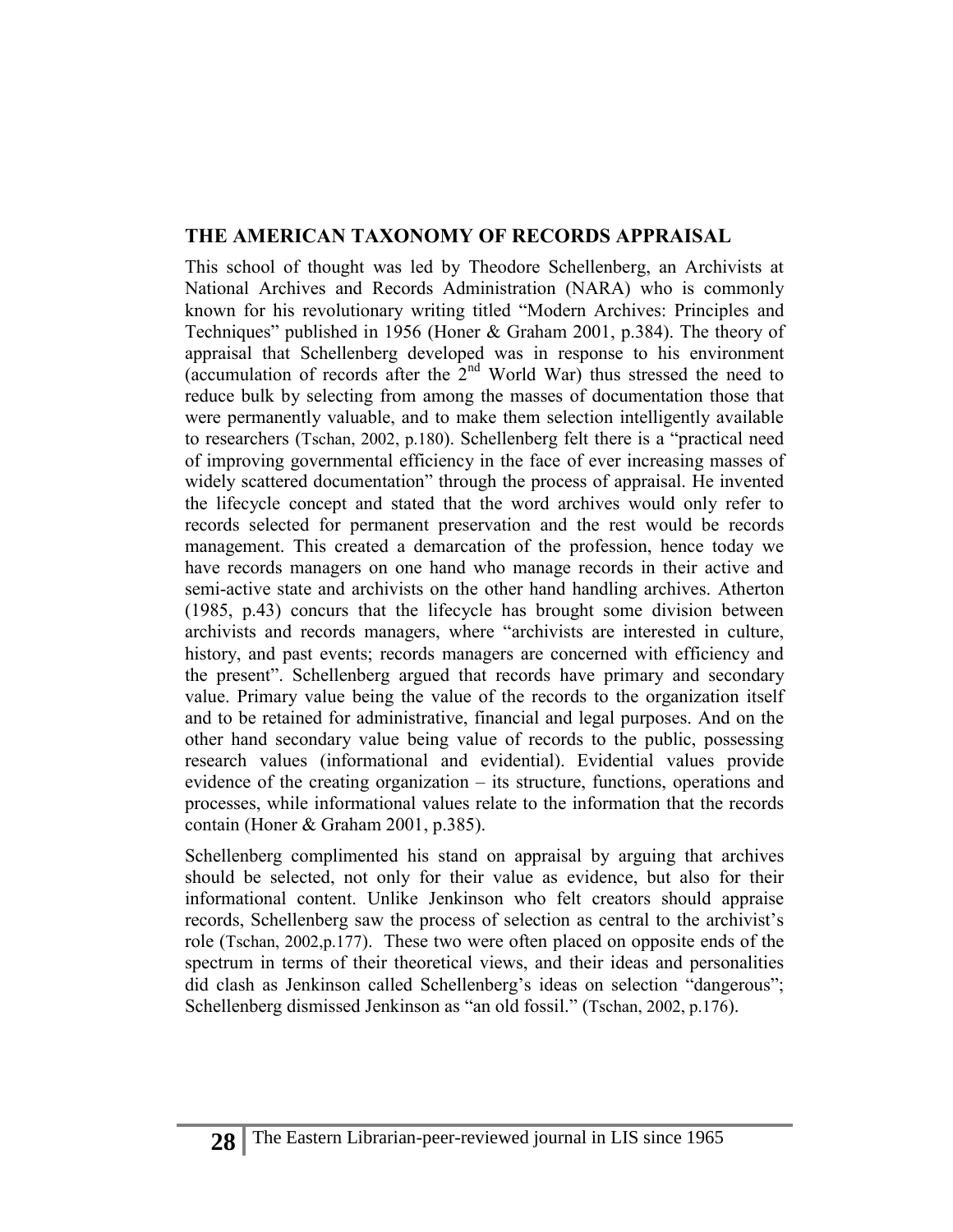## THE AMERICAN TAXONOMY OF RECORDS APPRAISAL

This school of thought was led by Theodore Schellenberg, an Archivists at National Archives and Records Administration (NARA) who is commonly known for his revolutionary writing titled "Modern Archives: Principles and Techniques" published in 1956 (Honer & Graham 2001, p.384). The theory of appraisal that Schellenberg developed was in response to his environment (accumulation of records after the 2nd World War) thus stressed the need to reduce bulk by selecting from among the masses of documentation those that were permanently valuable, and to make them selection intelligently available to researchers (Tschan, 2002, p.180). Schellenberg felt there is a "practical need of improving governmental efficiency in the face of ever increasing masses of widely scattered documentation" through the process of appraisal. He invented the lifecycle concept and stated that the word archives would only refer to records selected for permanent preservation and the rest would be records management. This created a demarcation of the profession, hence today we have records managers on one hand who manage records in their active and semi-active state and archivists on the other hand handling archives. Atherton (1985, p.43) concurs that the lifecycle has brought some division between archivists and records managers, where "archivists are interested in culture, history, and past events; records managers are concerned with efficiency and the present". Schellenberg argued that records have primary and secondary value. Primary value being the value of the records to the organization itself and to be retained for administrative, financial and legal purposes. And on the other hand secondary value being value of records to the public, possessing research values (informational and evidential). Evidential values provide evidence of the creating organization – its structure, functions, operations and processes, while informational values relate to the information that the records contain (Honer & Graham 2001, p.385).

Schellenberg complimented his stand on appraisal by arguing that archives should be selected, not only for their value as evidence, but also for their informational content. Unlike Jenkinson who felt creators should appraise records, Schellenberg saw the process of selection as central to the archivist's role (Tschan, 2002,p.177). These two were often placed on opposite ends of the spectrum in terms of their theoretical views, and their ideas and personalities did clash as Jenkinson called Schellenberg's ideas on selection "dangerous"; Schellenberg dismissed Jenkinson as "an old fossil." (Tschan, 2002, p.176).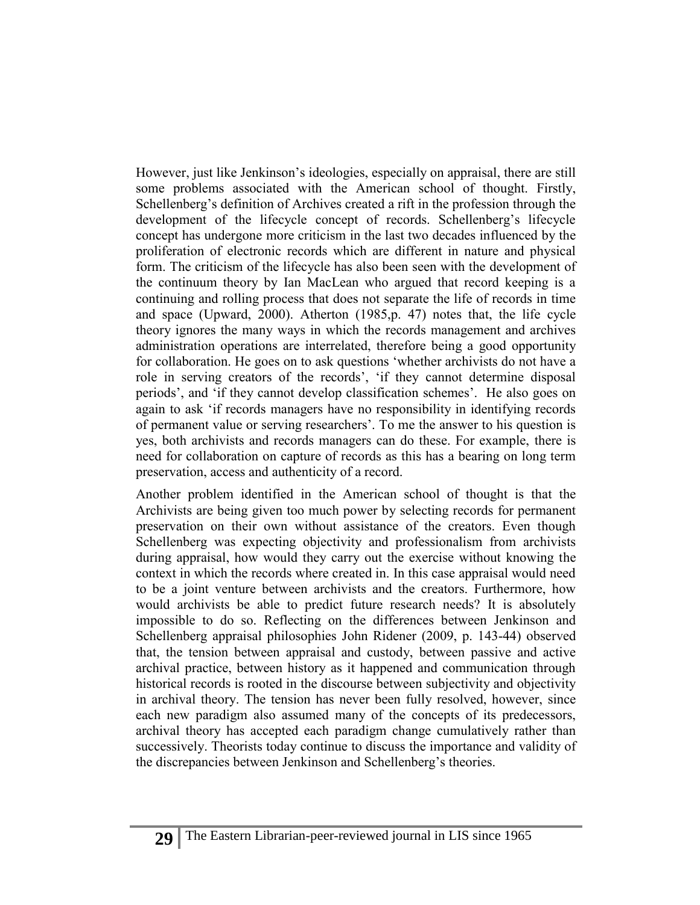However, just like Jenkinson's ideologies, especially on appraisal, there are still some problems associated with the American school of thought. Firstly, Schellenberg's definition of Archives created a rift in the profession through the development of the lifecycle concept of records. Schellenberg's lifecycle concept has undergone more criticism in the last two decades influenced by the proliferation of electronic records which are different in nature and physical form. The criticism of the lifecycle has also been seen with the development of the continuum theory by Ian MacLean who argued that record keeping is a continuing and rolling process that does not separate the life of records in time and space (Upward, 2000). Atherton (1985,p. 47) notes that, the life cycle theory ignores the many ways in which the records management and archives administration operations are interrelated, therefore being a good opportunity for collaboration. He goes on to ask questions 'whether archivists do not have a role in serving creators of the records', 'if they cannot determine disposal periods', and 'if they cannot develop classification schemes'. He also goes on again to ask 'if records managers have no responsibility in identifying records of permanent value or serving researchers'. To me the answer to his question is yes, both archivists and records managers can do these. For example, there is need for collaboration on capture of records as this has a bearing on long term preservation, access and authenticity of a record.

Another problem identified in the American school of thought is that the Archivists are being given too much power by selecting records for permanent preservation on their own without assistance of the creators. Even though Schellenberg was expecting objectivity and professionalism from archivists during appraisal, how would they carry out the exercise without knowing the context in which the records where created in. In this case appraisal would need to be a joint venture between archivists and the creators. Furthermore, how would archivists be able to predict future research needs? It is absolutely impossible to do so. Reflecting on the differences between Jenkinson and Schellenberg appraisal philosophies John Ridener (2009, p. 143-44) observed that, the tension between appraisal and custody, between passive and active archival practice, between history as it happened and communication through historical records is rooted in the discourse between subjectivity and objectivity in archival theory. The tension has never been fully resolved, however, since each new paradigm also assumed many of the concepts of its predecessors, archival theory has accepted each paradigm change cumulatively rather than successively. Theorists today continue to discuss the importance and validity of the discrepancies between Jenkinson and Schellenberg's theories.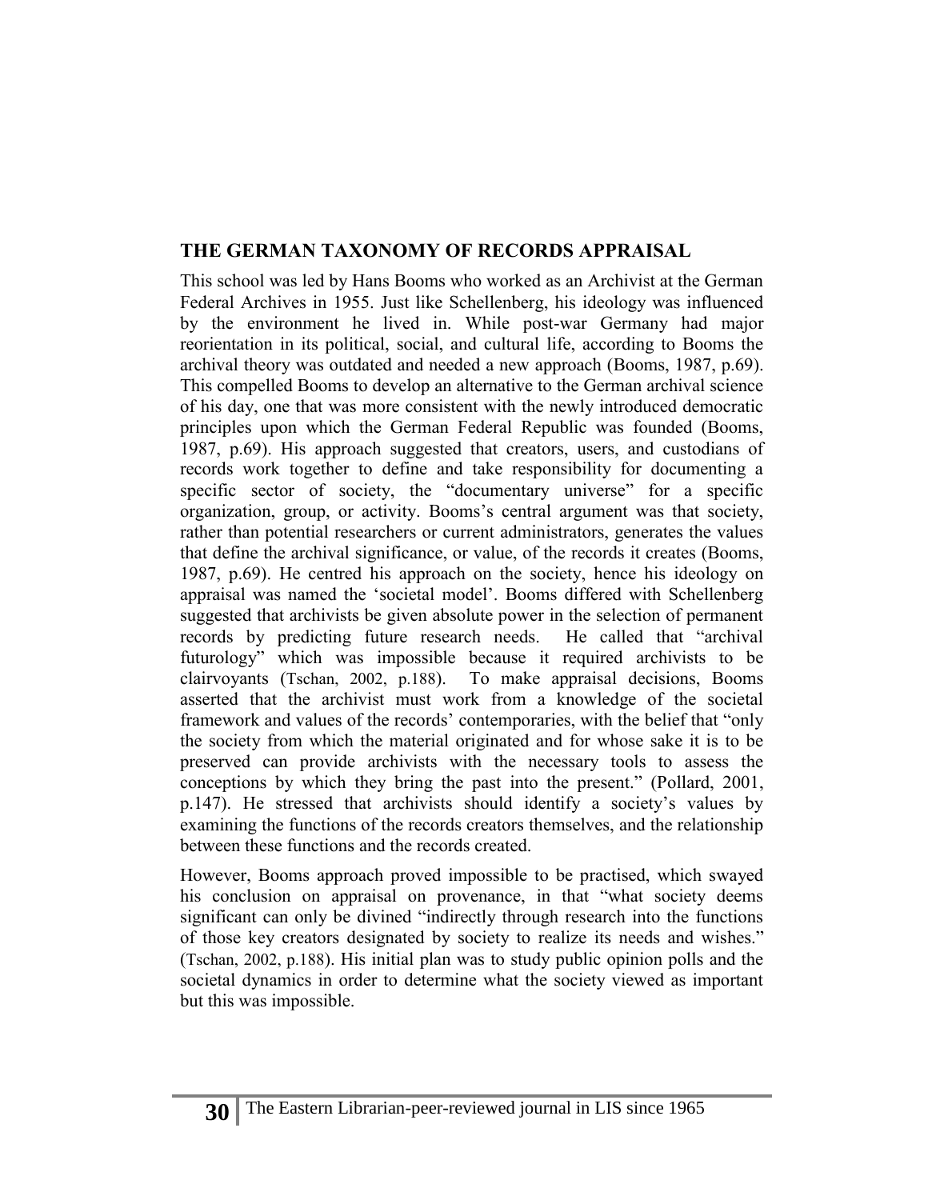## THE GERMAN TAXONOMY OF RECORDS APPRAISAL

This school was led by Hans Booms who worked as an Archivist at the German Federal Archives in 1955. Just like Schellenberg, his ideology was influenced by the environment he lived in. While post-war Germany had major reorientation in its political, social, and cultural life, according to Booms the archival theory was outdated and needed a new approach (Booms, 1987, p.69). This compelled Booms to develop an alternative to the German archival science of his day, one that was more consistent with the newly introduced democratic principles upon which the German Federal Republic was founded (Booms, 1987, p.69). His approach suggested that creators, users, and custodians of records work together to define and take responsibility for documenting a specific sector of society, the "documentary universe" for a specific organization, group, or activity. Booms's central argument was that society, rather than potential researchers or current administrators, generates the values that define the archival significance, or value, of the records it creates (Booms, 1987, p.69). He centred his approach on the society, hence his ideology on appraisal was named the 'societal model'. Booms differed with Schellenberg suggested that archivists be given absolute power in the selection of permanent records by predicting future research needs. He called that "archival futurology" which was impossible because it required archivists to be clairvoyants (Tschan, 2002, p.188). To make appraisal decisions, Booms asserted that the archivist must work from a knowledge of the societal framework and values of the records' contemporaries, with the belief that "only the society from which the material originated and for whose sake it is to be preserved can provide archivists with the necessary tools to assess the conceptions by which they bring the past into the present." (Pollard, 2001, p.147). He stressed that archivists should identify a society's values by examining the functions of the records creators themselves, and the relationship between these functions and the records created.

However, Booms approach proved impossible to be practised, which swayed his conclusion on appraisal on provenance, in that "what society deems significant can only be divined "indirectly through research into the functions of those key creators designated by society to realize its needs and wishes." (Tschan, 2002, p.188). His initial plan was to study public opinion polls and the societal dynamics in order to determine what the society viewed as important but this was impossible.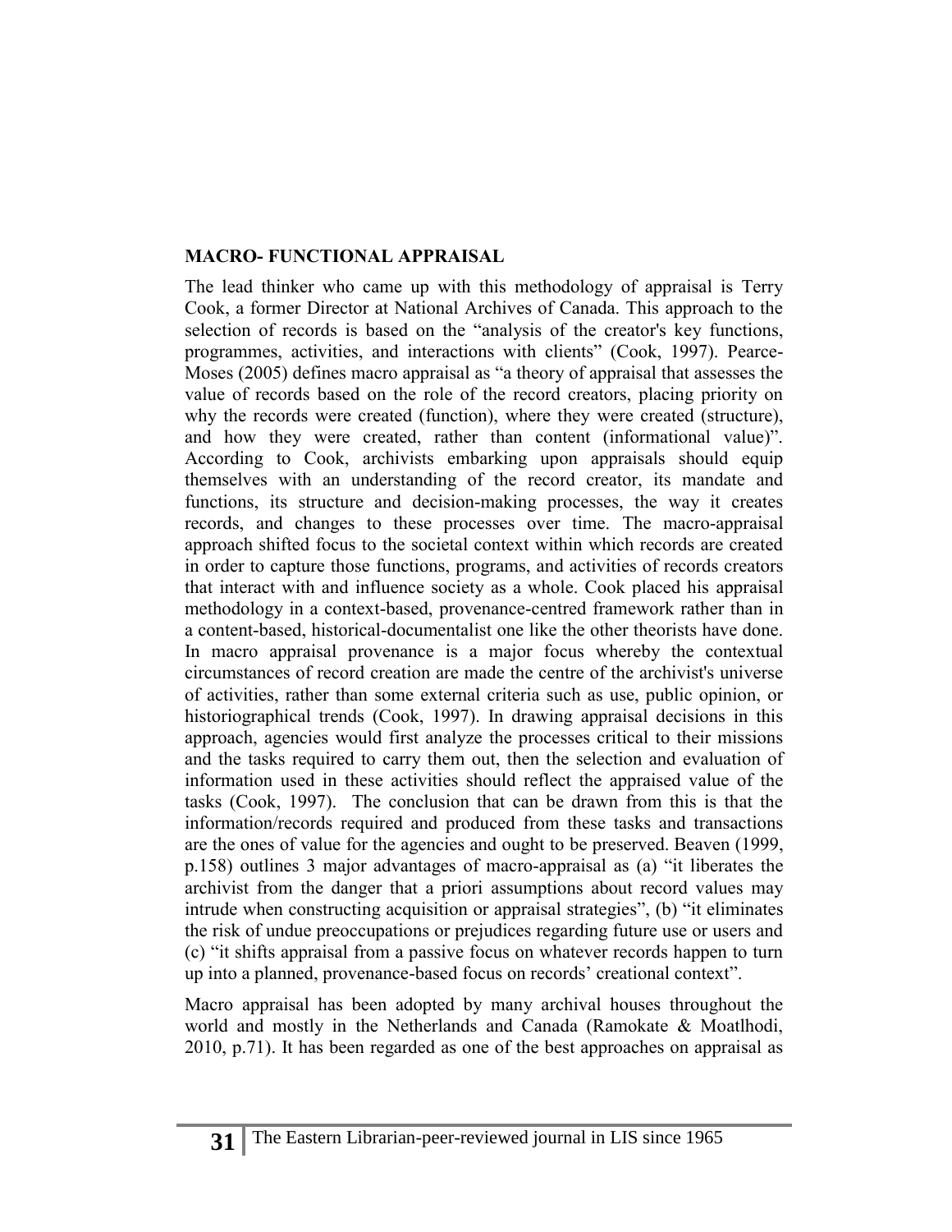## MACRO- FUNCTIONAL APPRAISAL

The lead thinker who came up with this methodology of appraisal is Terry Cook, a former Director at National Archives of Canada. This approach to the selection of records is based on the "analysis of the creator's key functions, programmes, activities, and interactions with clients" (Cook, 1997). Pearce-Moses (2005) defines macro appraisal as "a theory of appraisal that assesses the value of records based on the role of the record creators, placing priority on why the records were created (function), where they were created (structure), and how they were created, rather than content (informational value)". According to Cook, archivists embarking upon appraisals should equip themselves with an understanding of the record creator, its mandate and functions, its structure and decision-making processes, the way it creates records, and changes to these processes over time. The macro-appraisal approach shifted focus to the societal context within which records are created in order to capture those functions, programs, and activities of records creators that interact with and influence society as a whole. Cook placed his appraisal methodology in a context-based, provenance-centred framework rather than in a content-based, historical-documentalist one like the other theorists have done. In macro appraisal provenance is a major focus whereby the contextual circumstances of record creation are made the centre of the archivist's universe of activities, rather than some external criteria such as use, public opinion, or historiographical trends (Cook, 1997). In drawing appraisal decisions in this approach, agencies would first analyze the processes critical to their missions and the tasks required to carry them out, then the selection and evaluation of information used in these activities should reflect the appraised value of the tasks (Cook, 1997). The conclusion that can be drawn from this is that the information/records required and produced from these tasks and transactions are the ones of value for the agencies and ought to be preserved. Beaven (1999, p.158) outlines 3 major advantages of macro-appraisal as (a) "it liberates the archivist from the danger that a priori assumptions about record values may intrude when constructing acquisition or appraisal strategies", (b) "it eliminates the risk of undue preoccupations or prejudices regarding future use or users and (c) "it shifts appraisal from a passive focus on whatever records happen to turn up into a planned, provenance-based focus on records' creational context".

Macro appraisal has been adopted by many archival houses throughout the world and mostly in the Netherlands and Canada (Ramokate & Moatlhodi, 2010, p.71). It has been regarded as one of the best approaches on appraisal as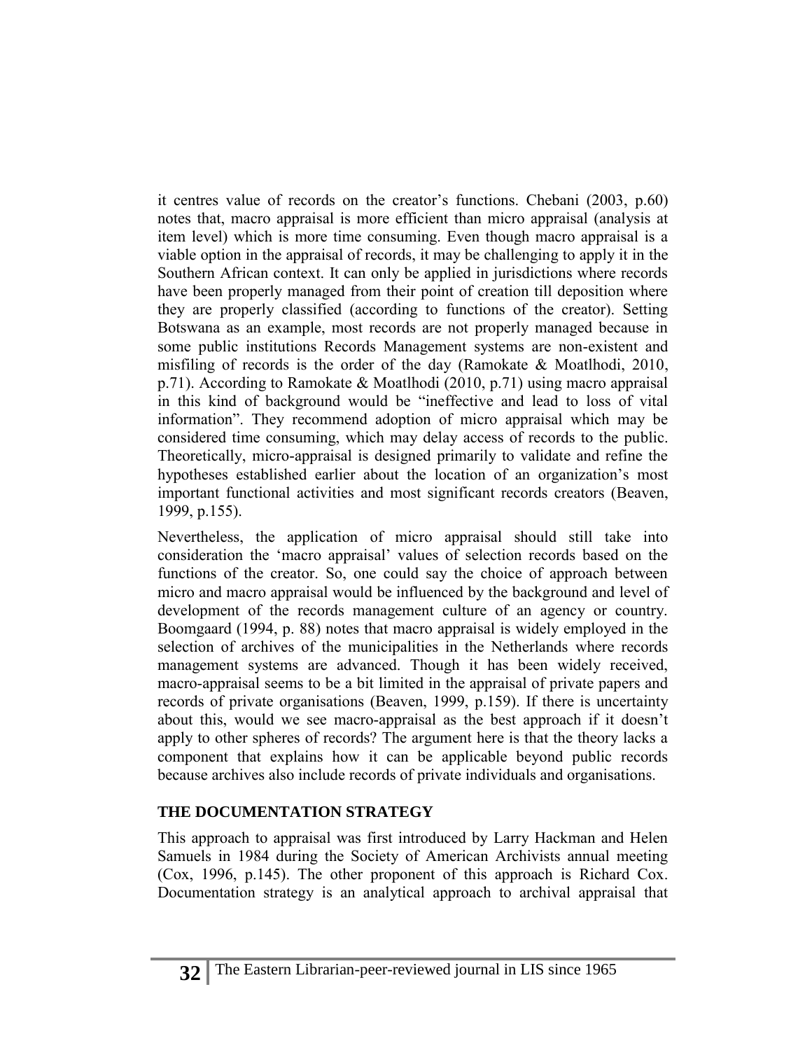it centres value of records on the creator's functions. Chebani (2003, p.60) notes that, macro appraisal is more efficient than micro appraisal (analysis at item level) which is more time consuming. Even though macro appraisal is a viable option in the appraisal of records, it may be challenging to apply it in the Southern African context. It can only be applied in jurisdictions where records have been properly managed from their point of creation till deposition where they are properly classified (according to functions of the creator). Setting Botswana as an example, most records are not properly managed because in some public institutions Records Management systems are non-existent and misfiling of records is the order of the day (Ramokate & Moatlhodi, 2010, p.71). According to Ramokate & Moatlhodi (2010, p.71) using macro appraisal in this kind of background would be "ineffective and lead to loss of vital information". They recommend adoption of micro appraisal which may be considered time consuming, which may delay access of records to the public. Theoretically, micro-appraisal is designed primarily to validate and refine the hypotheses established earlier about the location of an organization's most important functional activities and most significant records creators (Beaven, 1999, p.155).

Nevertheless, the application of micro appraisal should still take into consideration the 'macro appraisal' values of selection records based on the functions of the creator. So, one could say the choice of approach between micro and macro appraisal would be influenced by the background and level of development of the records management culture of an agency or country. Boomgaard (1994, p. 88) notes that macro appraisal is widely employed in the selection of archives of the municipalities in the Netherlands where records management systems are advanced. Though it has been widely received, macro-appraisal seems to be a bit limited in the appraisal of private papers and records of private organisations (Beaven, 1999, p.159). If there is uncertainty about this, would we see macro-appraisal as the best approach if it doesn't apply to other spheres of records? The argument here is that the theory lacks a component that explains how it can be applicable beyond public records because archives also include records of private individuals and organisations.

## THE DOCUMENTATION STRATEGY

This approach to appraisal was first introduced by Larry Hackman and Helen Samuels in 1984 during the Society of American Archivists annual meeting (Cox, 1996, p.145). The other proponent of this approach is Richard Cox. Documentation strategy is an analytical approach to archival appraisal that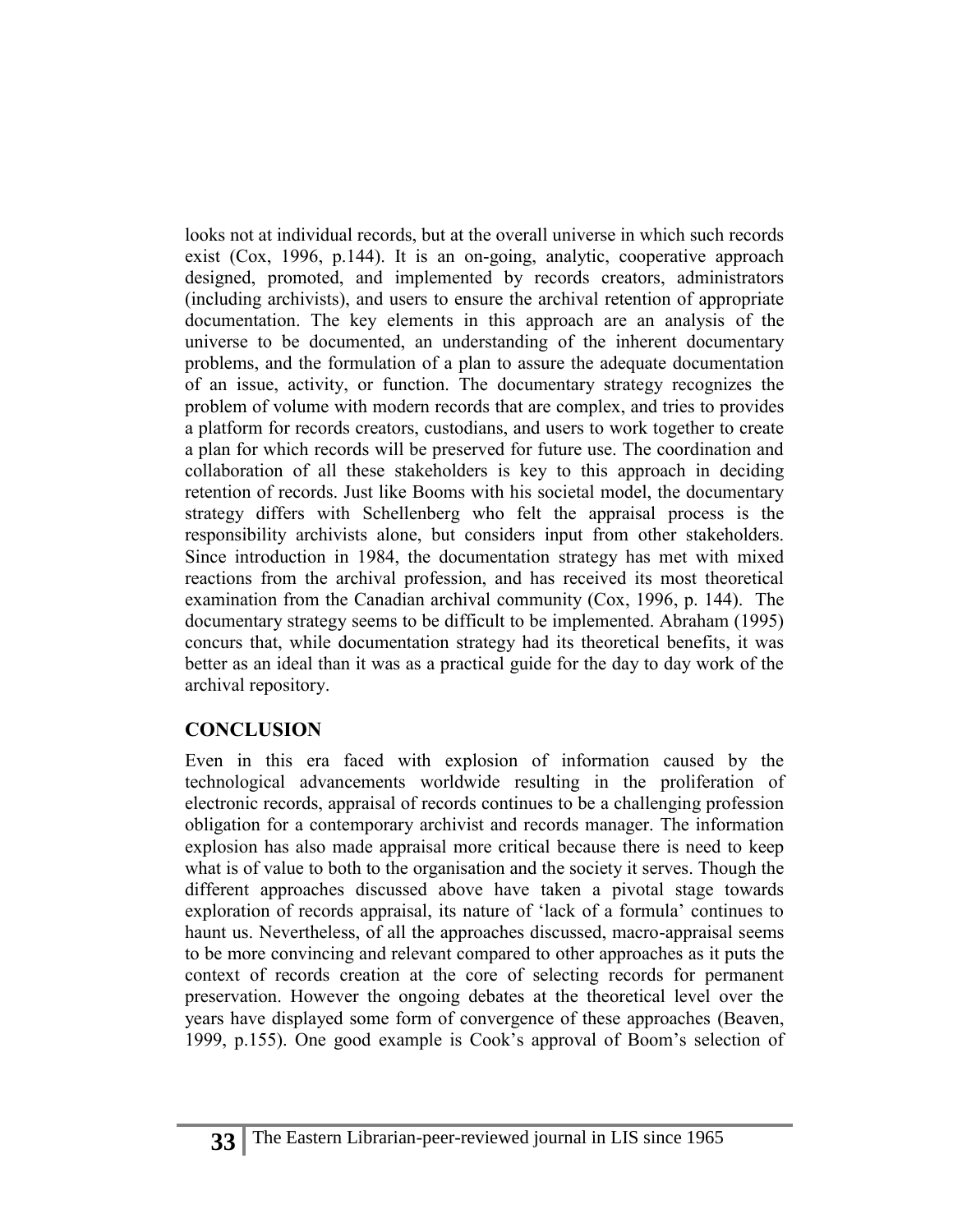looks not at individual records, but at the overall universe in which such records exist (Cox, 1996, p.144). It is an on-going, analytic, cooperative approach designed, promoted, and implemented by records creators, administrators (including archivists), and users to ensure the archival retention of appropriate documentation. The key elements in this approach are an analysis of the universe to be documented, an understanding of the inherent documentary problems, and the formulation of a plan to assure the adequate documentation of an issue, activity, or function. The documentary strategy recognizes the problem of volume with modern records that are complex, and tries to provides a platform for records creators, custodians, and users to work together to create a plan for which records will be preserved for future use. The coordination and collaboration of all these stakeholders is key to this approach in deciding retention of records. Just like Booms with his societal model, the documentary strategy differs with Schellenberg who felt the appraisal process is the responsibility archivists alone, but considers input from other stakeholders. Since introduction in 1984, the documentation strategy has met with mixed reactions from the archival profession, and has received its most theoretical examination from the Canadian archival community (Cox, 1996, p. 144). The documentary strategy seems to be difficult to be implemented. Abraham (1995) concurs that, while documentation strategy had its theoretical benefits, it was better as an ideal than it was as a practical guide for the day to day work of the archival repository.

## CONCLUSION

Even in this era faced with explosion of information caused by the technological advancements worldwide resulting in the proliferation of electronic records, appraisal of records continues to be a challenging profession obligation for a contemporary archivist and records manager. The information explosion has also made appraisal more critical because there is need to keep what is of value to both to the organisation and the society it serves. Though the different approaches discussed above have taken a pivotal stage towards exploration of records appraisal, its nature of 'lack of a formula' continues to haunt us. Nevertheless, of all the approaches discussed, macro-appraisal seems to be more convincing and relevant compared to other approaches as it puts the context of records creation at the core of selecting records for permanent preservation. However the ongoing debates at the theoretical level over the years have displayed some form of convergence of these approaches (Beaven, 1999, p.155). One good example is Cook's approval of Boom's selection of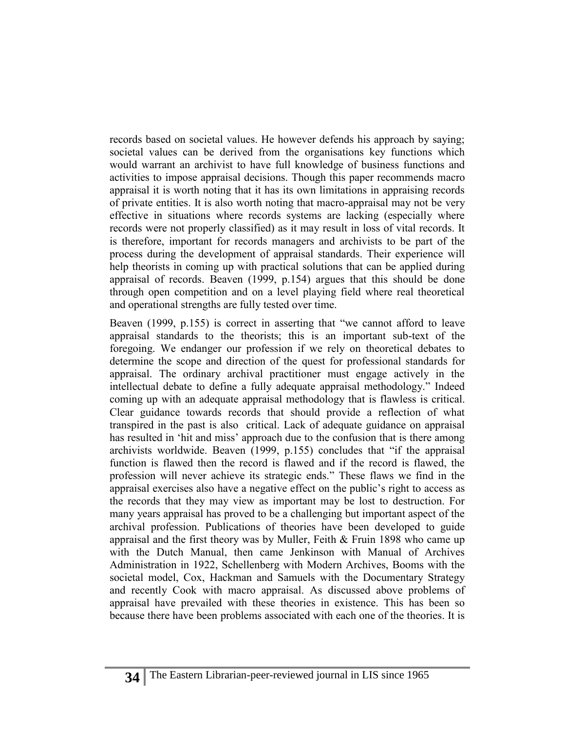records based on societal values. He however defends his approach by saying; societal values can be derived from the organisations key functions which would warrant an archivist to have full knowledge of business functions and activities to impose appraisal decisions. Though this paper recommends macro appraisal it is worth noting that it has its own limitations in appraising records of private entities. It is also worth noting that macro-appraisal may not be very effective in situations where records systems are lacking (especially where records were not properly classified) as it may result in loss of vital records. It is therefore, important for records managers and archivists to be part of the process during the development of appraisal standards. Their experience will help theorists in coming up with practical solutions that can be applied during appraisal of records. Beaven (1999, p.154) argues that this should be done through open competition and on a level playing field where real theoretical and operational strengths are fully tested over time.

Beaven (1999, p.155) is correct in asserting that "we cannot afford to leave appraisal standards to the theorists; this is an important sub-text of the foregoing. We endanger our profession if we rely on theoretical debates to determine the scope and direction of the quest for professional standards for appraisal. The ordinary archival practitioner must engage actively in the intellectual debate to define a fully adequate appraisal methodology." Indeed coming up with an adequate appraisal methodology that is flawless is critical. Clear guidance towards records that should provide a reflection of what transpired in the past is also critical. Lack of adequate guidance on appraisal has resulted in 'hit and miss' approach due to the confusion that is there among archivists worldwide. Beaven (1999, p.155) concludes that "if the appraisal function is flawed then the record is flawed and if the record is flawed, the profession will never achieve its strategic ends." These flaws we find in the appraisal exercises also have a negative effect on the public's right to access as the records that they may view as important may be lost to destruction. For many years appraisal has proved to be a challenging but important aspect of the archival profession. Publications of theories have been developed to guide appraisal and the first theory was by Muller, Feith & Fruin 1898 who came up with the Dutch Manual, then came Jenkinson with Manual of Archives Administration in 1922, Schellenberg with Modern Archives, Booms with the societal model, Cox, Hackman and Samuels with the Documentary Strategy and recently Cook with macro appraisal. As discussed above problems of appraisal have prevailed with these theories in existence. This has been so because there have been problems associated with each one of the theories. It is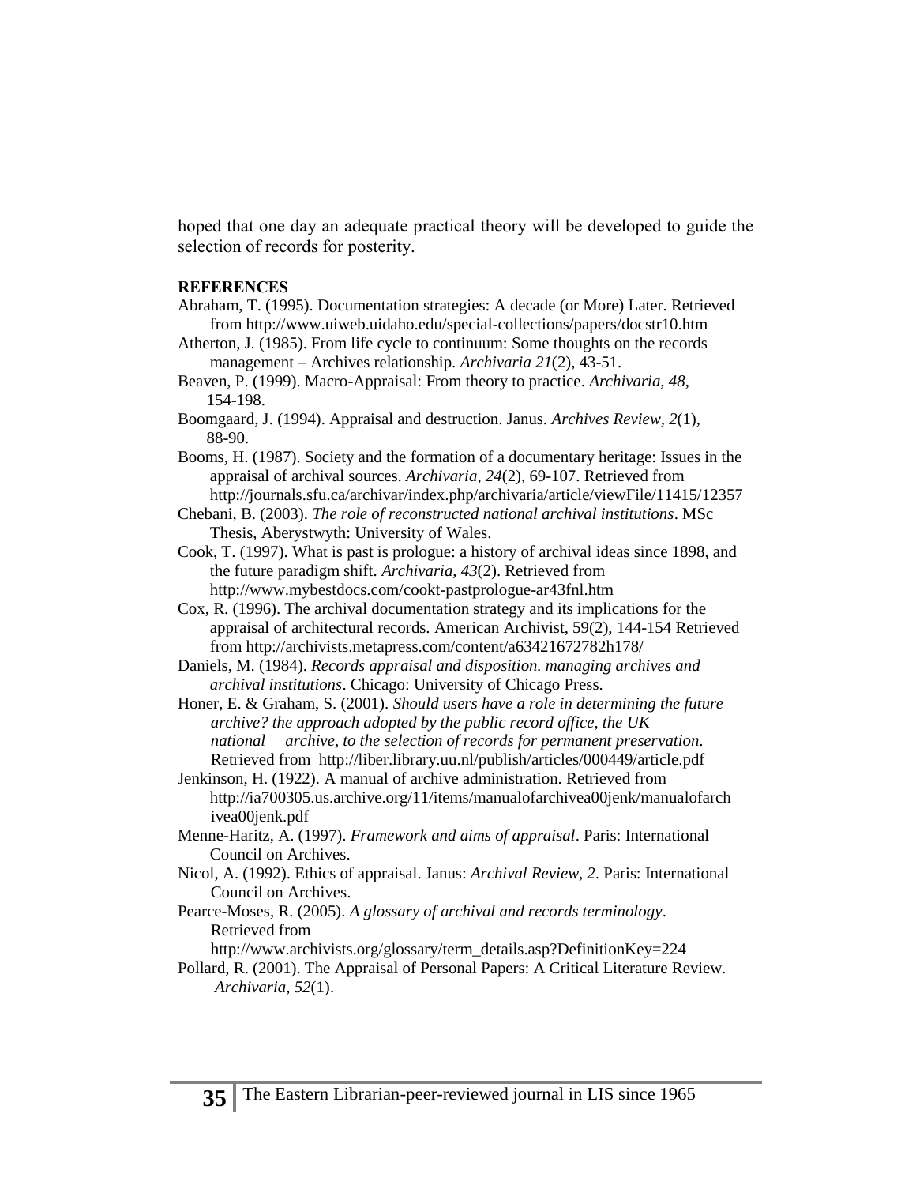hoped that one day an adequate practical theory will be developed to guide the selection of records for posterity.

**REFERENCES**

Abraham, T. (1995). Documentation strategies: A decade (or More) Later. Retrieved from http://www.uiweb.uidaho.edu/special-collections/papers/docstr10.htm

Atherton, J. (1985). From life cycle to continuum: Some thoughts on the records management – Archives relationship. *Archivaria 21*(2), 43-51.

Beaven, P. (1999). Macro-Appraisal: From theory to practice. *Archivaria, 48*, 154-198.

Boomgaard, J. (1994). Appraisal and destruction. Janus. *Archives Review, 2*(1), 88-90.

Booms, H. (1987). Society and the formation of a documentary heritage: Issues in the appraisal of archival sources. *Archivaria, 24*(2), 69-107. Retrieved from http://journals.sfu.ca/archivar/index.php/archivaria/article/viewFile/11415/12357

Chebani, B. (2003). *The role of reconstructed national archival institutions*. MSc Thesis, Aberystwyth: University of Wales.

Cook, T. (1997). What is past is prologue: a history of archival ideas since 1898, and the future paradigm shift. *Archivaria, 43*(2). Retrieved from http://www.mybestdocs.com/cookt-pastprologue-ar43fnl.htm

Cox, R. (1996). The archival documentation strategy and its implications for the appraisal of architectural records. American Archivist, 59(2), 144-154 Retrieved from http://archivists.metapress.com/content/a63421672782h178/

Daniels, M. (1984). *Records appraisal and disposition. managing archives and archival institutions*. Chicago: University of Chicago Press.

Honer, E. & Graham, S. (2001). *Should users have a role in determining the future archive? the approach adopted by the public record office, the UK national archive, to the selection of records for permanent preservation.* Retrieved from http://liber.library.uu.nl/publish/articles/000449/article.pdf

Jenkinson, H. (1922). A manual of archive administration. Retrieved from http://ia700305.us.archive.org/11/items/manualofarchivea00jenk/manualofarchivea00jenk.pdf

Menne-Haritz, A. (1997). *Framework and aims of appraisal*. Paris: International Council on Archives.

Nicol, A. (1992). Ethics of appraisal. Janus: *Archival Review, 2*. Paris: International Council on Archives.

Pearce-Moses, R. (2005). *A glossary of archival and records terminology*. Retrieved from http://www.archivists.org/glossary/term_details.asp?DefinitionKey=224

Pollard, R. (2001). The Appraisal of Personal Papers: A Critical Literature Review. *Archivaria, 52*(1).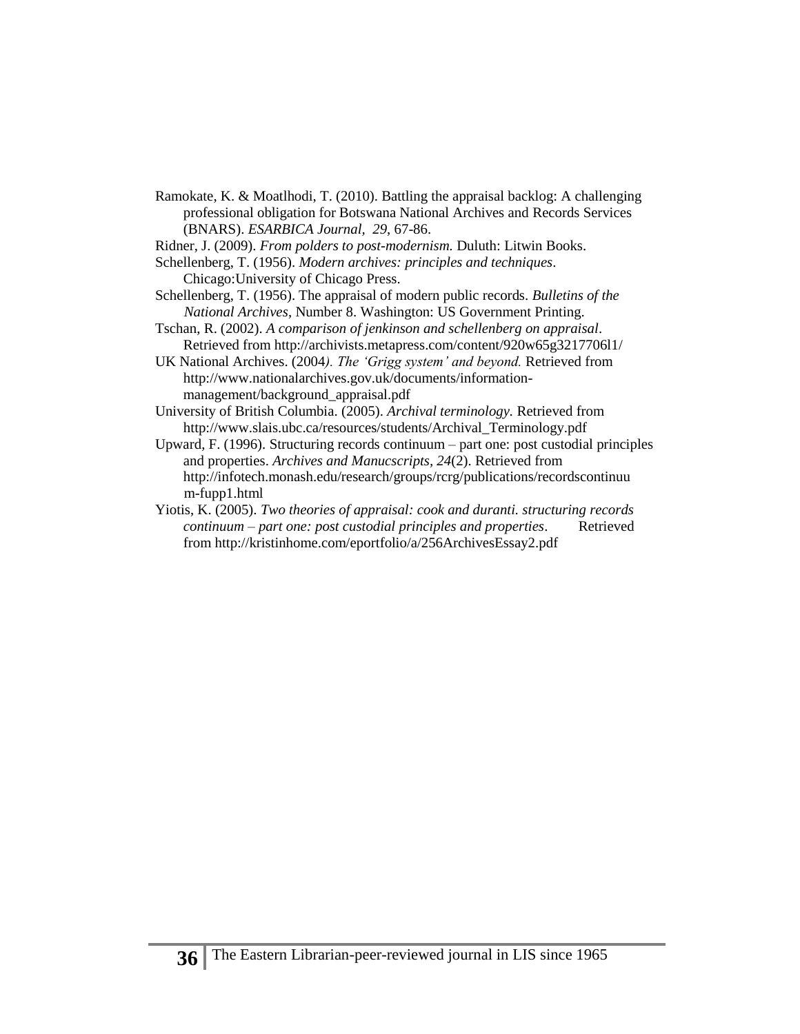Ramokate, K. & Moatlhodi, T. (2010). Battling the appraisal backlog: A challenging professional obligation for Botswana National Archives and Records Services (BNARS). *ESARBICA Journal, 29*, 67-86.

Ridner, J. (2009). *From polders to post-modernism.* Duluth: Litwin Books.

Schellenberg, T. (1956). *Modern archives: principles and techniques*. Chicago:University of Chicago Press.

Schellenberg, T. (1956). The appraisal of modern public records. *Bulletins of the National Archives*, Number 8. Washington: US Government Printing.

Tschan, R. (2002). *A comparison of jenkinson and schellenberg on appraisal*. Retrieved from http://archivists.metapress.com/content/920w65g3217706l1/

UK National Archives. (2004*). The 'Grigg system' and beyond.* Retrieved from http://www.nationalarchives.gov.uk/documents/information-management/background_appraisal.pdf

University of British Columbia. (2005). *Archival terminology.* Retrieved from http://www.slais.ubc.ca/resources/students/Archival_Terminology.pdf

Upward, F. (1996). Structuring records continuum – part one: post custodial principles and properties. *Archives and Manucscripts, 24*(2). Retrieved from http://infotech.monash.edu/research/groups/rcrg/publications/recordscontinuum-fupp1.html

Yiotis, K. (2005). *Two theories of appraisal: cook and duranti. structuring records continuum – part one: post custodial principles and properties*. Retrieved from http://kristinhome.com/eportfolio/a/256ArchivesEssay2.pdf